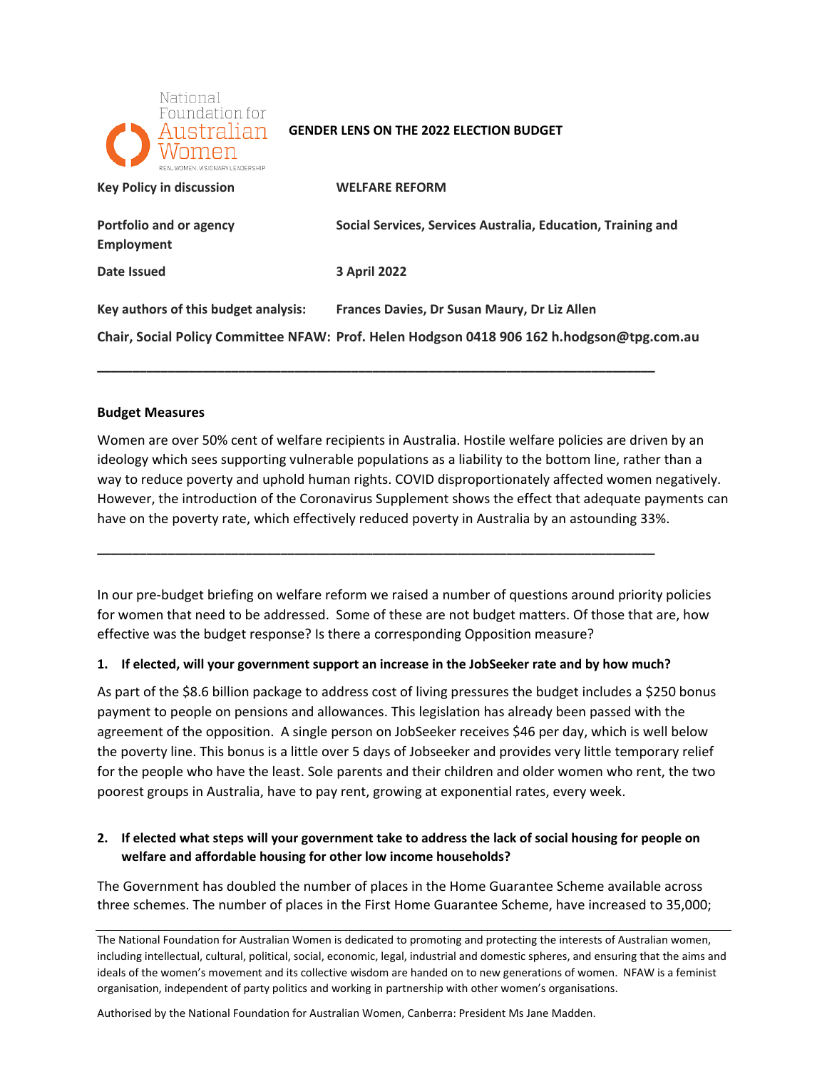**GENDER LENS ON THE 2022 ELECTION BUDGET**

| | |
|---|---|
| **Key Policy in discussion** | **WELFARE REFORM** |
| **Portfolio and or agency** | **Social Services, Services Australia, Education, Training and Employment** |
| **Date Issued** | **3 April 2022** |
| **Key authors of this budget analysis:** | **Frances Davies, Dr Susan Maury, Dr Liz Allen** |
| **Chair, Social Policy Committee NFAW:** | **Prof. Helen Hodgson 0418 906 162 h.hodgson@tpg.com.au** |

---

**Budget Measures**

Women are over 50% cent of welfare recipients in Australia. Hostile welfare policies are driven by an ideology which sees supporting vulnerable populations as a liability to the bottom line, rather than a way to reduce poverty and uphold human rights. COVID disproportionately affected women negatively. However, the introduction of the Coronavirus Supplement shows the effect that adequate payments can have on the poverty rate, which effectively reduced poverty in Australia by an astounding 33%.

---

In our pre-budget briefing on welfare reform we raised a number of questions around priority policies for women that need to be addressed. Some of these are not budget matters. Of those that are, how effective was the budget response? Is there a corresponding Opposition measure?

**1. If elected, will your government support an increase in the JobSeeker rate and by how much?**

As part of the $8.6 billion package to address cost of living pressures the budget includes a $250 bonus payment to people on pensions and allowances. This legislation has already been passed with the agreement of the opposition. A single person on JobSeeker receives $46 per day, which is well below the poverty line. This bonus is a little over 5 days of Jobseeker and provides very little temporary relief for the people who have the least. Sole parents and their children and older women who rent, the two poorest groups in Australia, have to pay rent, growing at exponential rates, every week.

**2. If elected what steps will your government take to address the lack of social housing for people on welfare and affordable housing for other low income households?**

The Government has doubled the number of places in the Home Guarantee Scheme available across three schemes. The number of places in the First Home Guarantee Scheme, have increased to 35,000;

---

The National Foundation for Australian Women is dedicated to promoting and protecting the interests of Australian women, including intellectual, cultural, political, social, economic, legal, industrial and domestic spheres, and ensuring that the aims and ideals of the women's movement and its collective wisdom are handed on to new generations of women. NFAW is a feminist organisation, independent of party politics and working in partnership with other women's organisations.

Authorised by the National Foundation for Australian Women, Canberra: President Ms Jane Madden.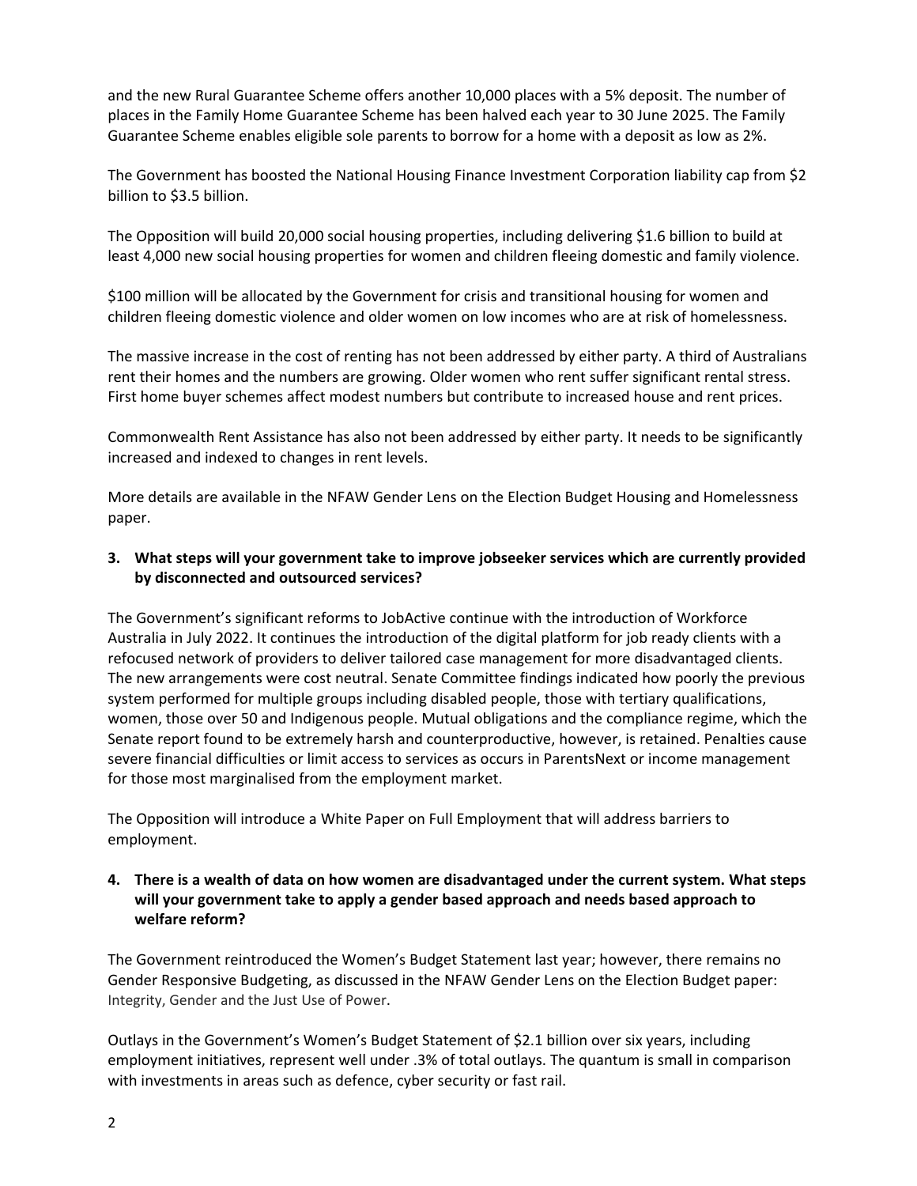and the new Rural Guarantee Scheme offers another 10,000 places with a 5% deposit. The number of places in the Family Home Guarantee Scheme has been halved each year to 30 June 2025. The Family Guarantee Scheme enables eligible sole parents to borrow for a home with a deposit as low as 2%.

The Government has boosted the National Housing Finance Investment Corporation liability cap from $2 billion to $3.5 billion.

The Opposition will build 20,000 social housing properties, including delivering $1.6 billion to build at least 4,000 new social housing properties for women and children fleeing domestic and family violence.

$100 million will be allocated by the Government for crisis and transitional housing for women and children fleeing domestic violence and older women on low incomes who are at risk of homelessness.

The massive increase in the cost of renting has not been addressed by either party. A third of Australians rent their homes and the numbers are growing. Older women who rent suffer significant rental stress. First home buyer schemes affect modest numbers but contribute to increased house and rent prices.

Commonwealth Rent Assistance has also not been addressed by either party. It needs to be significantly increased and indexed to changes in rent levels.

More details are available in the NFAW Gender Lens on the Election Budget Housing and Homelessness paper.

**3. What steps will your government take to improve jobseeker services which are currently provided by disconnected and outsourced services?**

The Government's significant reforms to JobActive continue with the introduction of Workforce Australia in July 2022. It continues the introduction of the digital platform for job ready clients with a refocused network of providers to deliver tailored case management for more disadvantaged clients. The new arrangements were cost neutral. Senate Committee findings indicated how poorly the previous system performed for multiple groups including disabled people, those with tertiary qualifications, women, those over 50 and Indigenous people. Mutual obligations and the compliance regime, which the Senate report found to be extremely harsh and counterproductive, however, is retained. Penalties cause severe financial difficulties or limit access to services as occurs in ParentsNext or income management for those most marginalised from the employment market.

The Opposition will introduce a White Paper on Full Employment that will address barriers to employment.

**4. There is a wealth of data on how women are disadvantaged under the current system. What steps will your government take to apply a gender based approach and needs based approach to welfare reform?**

The Government reintroduced the Women's Budget Statement last year; however, there remains no Gender Responsive Budgeting, as discussed in the NFAW Gender Lens on the Election Budget paper: Integrity, Gender and the Just Use of Power.

Outlays in the Government's Women's Budget Statement of $2.1 billion over six years, including employment initiatives, represent well under .3% of total outlays. The quantum is small in comparison with investments in areas such as defence, cyber security or fast rail.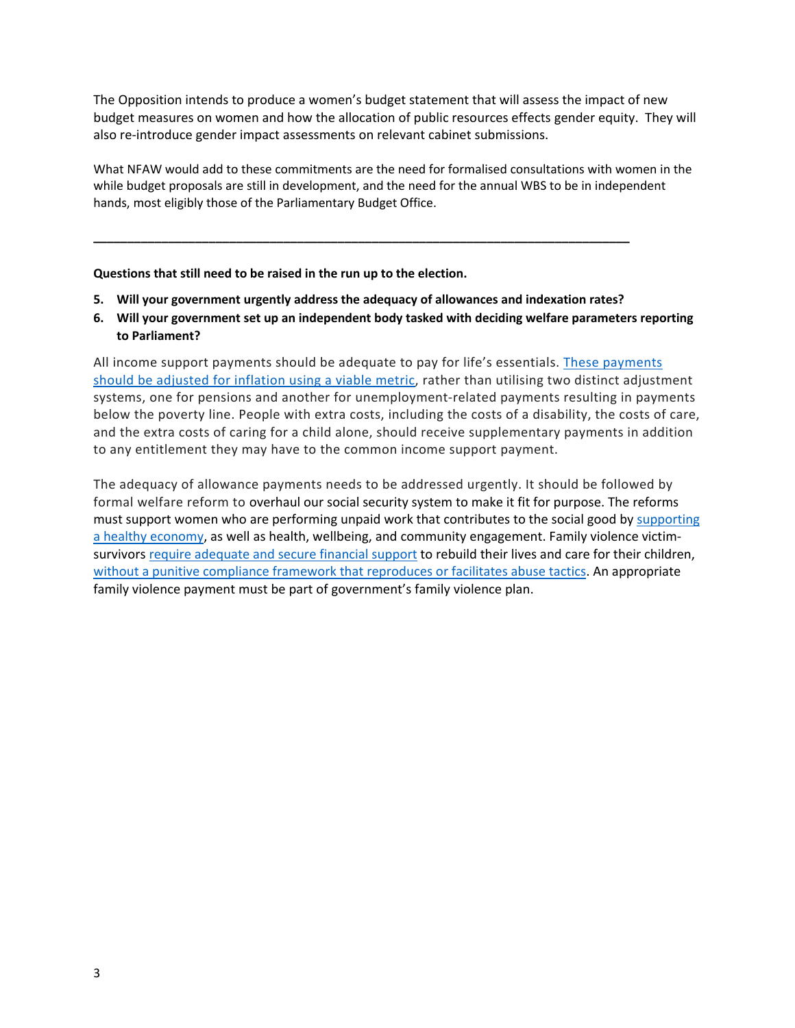The Opposition intends to produce a women's budget statement that will assess the impact of new budget measures on women and how the allocation of public resources effects gender equity. They will also re-introduce gender impact assessments on relevant cabinet submissions.

What NFAW would add to these commitments are the need for formalised consultations with women in the while budget proposals are still in development, and the need for the annual WBS to be in independent hands, most eligibly those of the Parliamentary Budget Office.

---

**Questions that still need to be raised in the run up to the election.**

5. **Will your government urgently address the adequacy of allowances and indexation rates?**
6. **Will your government set up an independent body tasked with deciding welfare parameters reporting to Parliament?**

All income support payments should be adequate to pay for life's essentials. These payments should be adjusted for inflation using a viable metric, rather than utilising two distinct adjustment systems, one for pensions and another for unemployment-related payments resulting in payments below the poverty line. People with extra costs, including the costs of a disability, the costs of care, and the extra costs of caring for a child alone, should receive supplementary payments in addition to any entitlement they may have to the common income support payment.

The adequacy of allowance payments needs to be addressed urgently. It should be followed by formal welfare reform to overhaul our social security system to make it fit for purpose. The reforms must support women who are performing unpaid work that contributes to the social good by supporting a healthy economy, as well as health, wellbeing, and community engagement. Family violence victim-survivors require adequate and secure financial support to rebuild their lives and care for their children, without a punitive compliance framework that reproduces or facilitates abuse tactics. An appropriate family violence payment must be part of government's family violence plan.